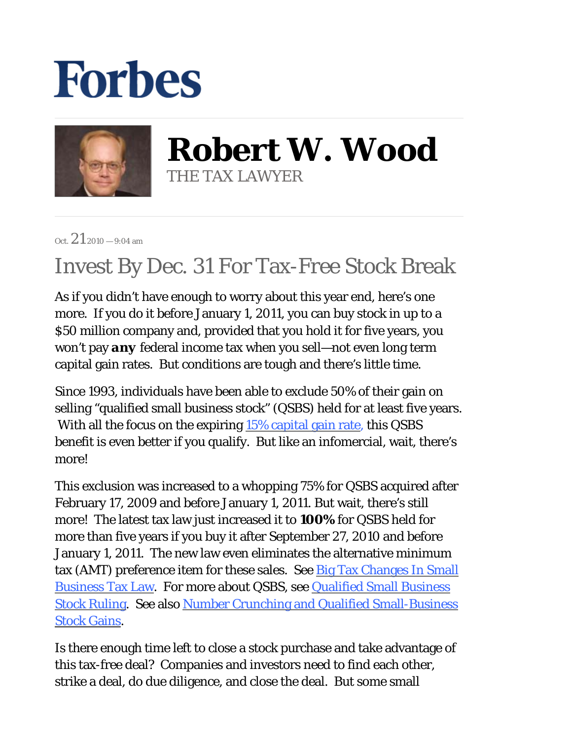# Forbes

## Robert W. Wood

THE TAX LAWYER

Oct. 21 2010 — 9:04 am

# Invest By Dec. 31 For Tax-Free Stock Break

As if you didn't have enough to worry about this year end, here's one more. If you do it before January 1, 2011, you can buy stock in up to a $50 million company and, provided that you hold it for five years, you won't pay ***any*** federal income tax when you sell—not even long term capital gain rates. But conditions are tough and there's little time.

Since 1993, individuals have been able to exclude 50% of their gain on selling "qualified small business stock" (QSBS) held for at least five years. With all the focus on the expiring 15% capital gain rate, this QSBS benefit is even better if you qualify. But like an infomercial, wait, there's more!

This exclusion was increased to a whopping 75% for QSBS acquired after February 17, 2009 and before January 1, 2011. But wait, there's still more! The latest tax law just increased it to **100%** for QSBS held for more than five years if you buy it after September 27, 2010 and before January 1, 2011. The new law even eliminates the alternative minimum tax (AMT) preference item for these sales. See Big Tax Changes In Small Business Tax Law. For more about QSBS, see Qualified Small Business Stock Ruling. See also Number Crunching and Qualified Small-Business Stock Gains.

Is there enough time left to close a stock purchase and take advantage of this tax-free deal? Companies and investors need to find each other, strike a deal, do due diligence, and close the deal. But some small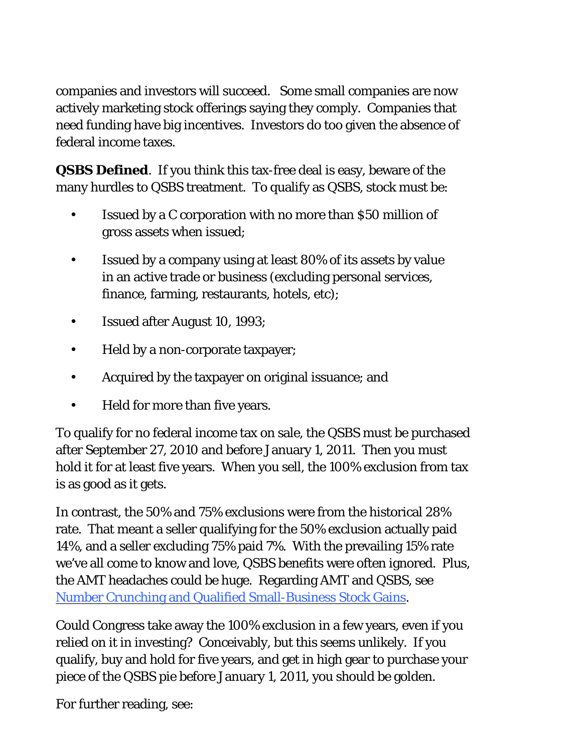companies and investors will succeed. Some small companies are now actively marketing stock offerings saying they comply. Companies that need funding have big incentives. Investors do too given the absence of federal income taxes.

**QSBS Defined**. If you think this tax-free deal is easy, beware of the many hurdles to QSBS treatment. To qualify as QSBS, stock must be:

- Issued by a C corporation with no more than $50 million of gross assets when issued;
- Issued by a company using at least 80% of its assets by value in an active trade or business (excluding personal services, finance, farming, restaurants, hotels, etc);
- Issued after August 10, 1993;
- Held by a non-corporate taxpayer;
- Acquired by the taxpayer on original issuance; and
- Held for more than five years.

To qualify for no federal income tax on sale, the QSBS must be purchased after September 27, 2010 and before January 1, 2011. Then you must hold it for at least five years. When you sell, the 100% exclusion from tax is as good as it gets.

In contrast, the 50% and 75% exclusions were from the historical 28% rate. That meant a seller qualifying for the 50% exclusion actually paid 14%, and a seller excluding 75% paid 7%. With the prevailing 15% rate we've all come to know and love, QSBS benefits were often ignored. Plus, the AMT headaches could be huge. Regarding AMT and QSBS, see [Number Crunching and Qualified Small-Business Stock Gains](Number Crunching and Qualified Small-Business Stock Gains).

Could Congress take away the 100% exclusion in a few years, even if you relied on it in investing? Conceivably, but this seems unlikely. If you qualify, buy and hold for five years, and get in high gear to purchase your piece of the QSBS pie before January 1, 2011, you should be golden.

For further reading, see: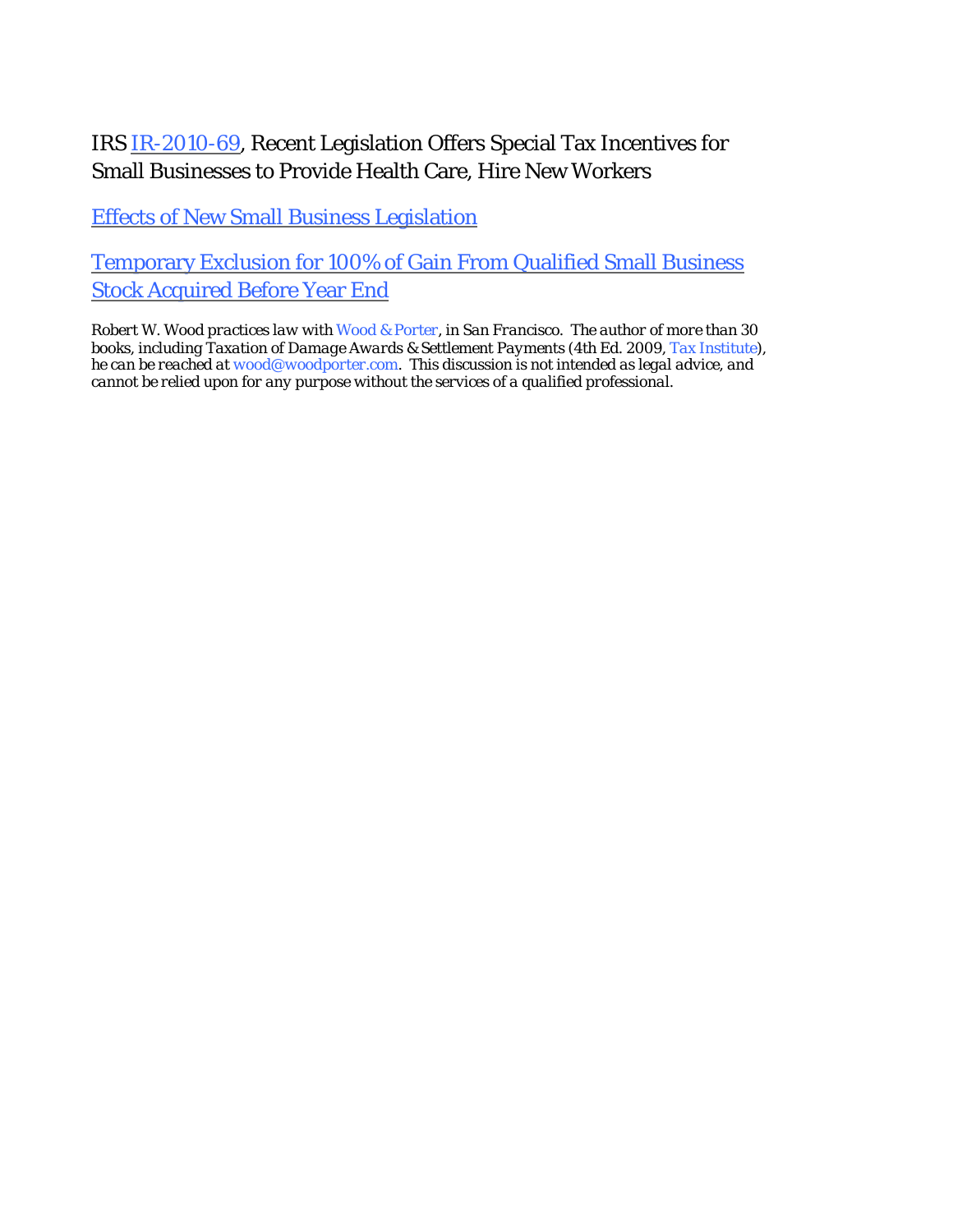IRS IR-2010-69, Recent Legislation Offers Special Tax Incentives for Small Businesses to Provide Health Care, Hire New Workers

Effects of New Small Business Legislation

Temporary Exclusion for 100% of Gain From Qualified Small Business Stock Acquired Before Year End

*Robert W. Wood practices law with Wood & Porter, in San Francisco. The author of more than 30 books, including Taxation of Damage Awards & Settlement Payments (4th Ed. 2009, Tax Institute), he can be reached at wood@woodporter.com. This discussion is not intended as legal advice, and cannot be relied upon for any purpose without the services of a qualified professional.*